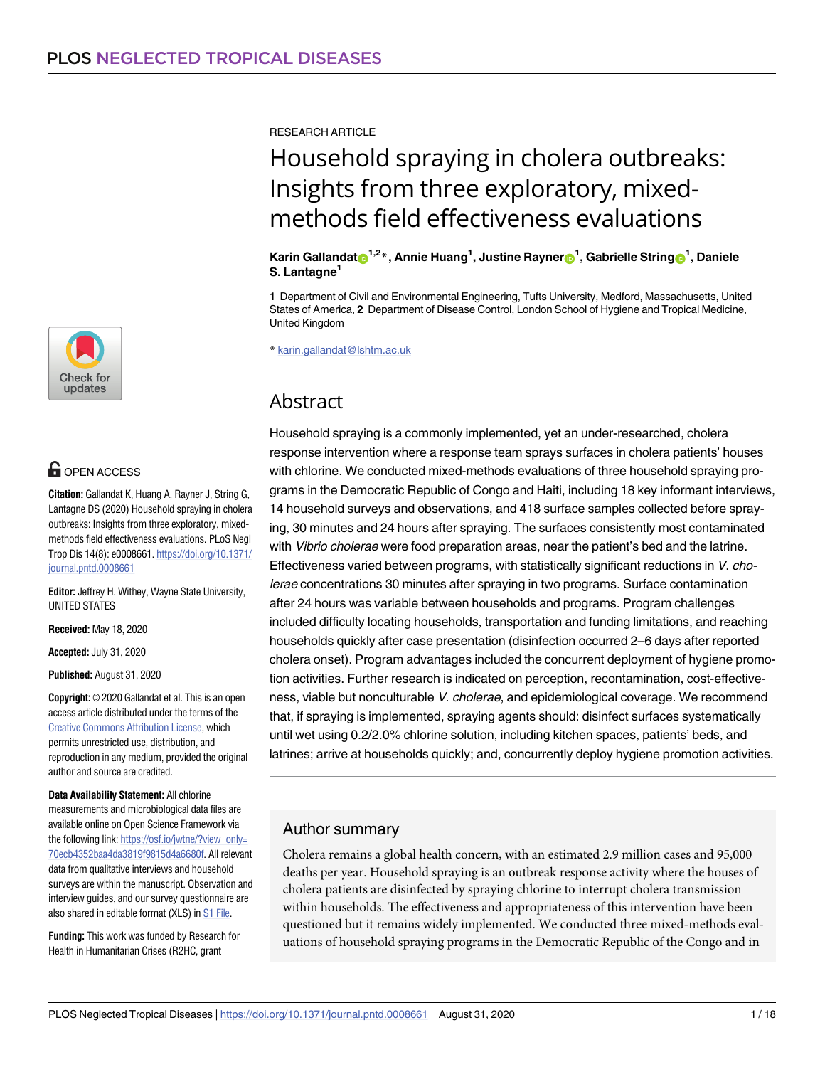RESEARCH ARTICLE

# Household spraying in cholera outbreaks: Insights from three exploratory, mixed-methods field effectiveness evaluations

**Karin Gallandat[1,2]*, Annie Huang[1], Justine Rayner[1], Gabrielle String[1], Daniele S. Lantagne[1]**

**1** Department of Civil and Environmental Engineering, Tufts University, Medford, Massachusetts, United States of America, **2** Department of Disease Control, London School of Hygiene and Tropical Medicine, United Kingdom

* karin.gallandat@lshtm.ac.uk

OPEN ACCESS

**Citation:** Gallandat K, Huang A, Rayner J, String G, Lantagne DS (2020) Household spraying in cholera outbreaks: Insights from three exploratory, mixed-methods field effectiveness evaluations. PLoS Negl Trop Dis 14(8): e0008661. https://doi.org/10.1371/journal.pntd.0008661

**Editor:** Jeffrey H. Withey, Wayne State University, UNITED STATES

**Received:** May 18, 2020

**Accepted:** July 31, 2020

**Published:** August 31, 2020

**Copyright:** © 2020 Gallandat et al. This is an open access article distributed under the terms of the Creative Commons Attribution License, which permits unrestricted use, distribution, and reproduction in any medium, provided the original author and source are credited.

**Data Availability Statement:** All chlorine measurements and microbiological data files are available online on Open Science Framework via the following link: https://osf.io/jwtne/?view_only=70ecb4352baa4da3819f9815d4a6680f. All relevant data from qualitative interviews and household surveys are within the manuscript. Observation and interview guides, and our survey questionnaire are also shared in editable format (XLS) in S1 File.

**Funding:** This work was funded by Research for Health in Humanitarian Crises (R2HC, grant

## Abstract

Household spraying is a commonly implemented, yet an under-researched, cholera response intervention where a response team sprays surfaces in cholera patients' houses with chlorine. We conducted mixed-methods evaluations of three household spraying programs in the Democratic Republic of Congo and Haiti, including 18 key informant interviews, 14 household surveys and observations, and 418 surface samples collected before spraying, 30 minutes and 24 hours after spraying. The surfaces consistently most contaminated with *Vibrio cholerae* were food preparation areas, near the patient's bed and the latrine. Effectiveness varied between programs, with statistically significant reductions in *V. cholerae* concentrations 30 minutes after spraying in two programs. Surface contamination after 24 hours was variable between households and programs. Program challenges included difficulty locating households, transportation and funding limitations, and reaching households quickly after case presentation (disinfection occurred 2–6 days after reported cholera onset). Program advantages included the concurrent deployment of hygiene promotion activities. Further research is indicated on perception, recontamination, cost-effectiveness, viable but nonculturable *V. cholerae*, and epidemiological coverage. We recommend that, if spraying is implemented, spraying agents should: disinfect surfaces systematically until wet using 0.2/2.0% chlorine solution, including kitchen spaces, patients' beds, and latrines; arrive at households quickly; and, concurrently deploy hygiene promotion activities.

## Author summary

Cholera remains a global health concern, with an estimated 2.9 million cases and 95,000 deaths per year. Household spraying is an outbreak response activity where the houses of cholera patients are disinfected by spraying chlorine to interrupt cholera transmission within households. The effectiveness and appropriateness of this intervention have been questioned but it remains widely implemented. We conducted three mixed-methods evaluations of household spraying programs in the Democratic Republic of the Congo and in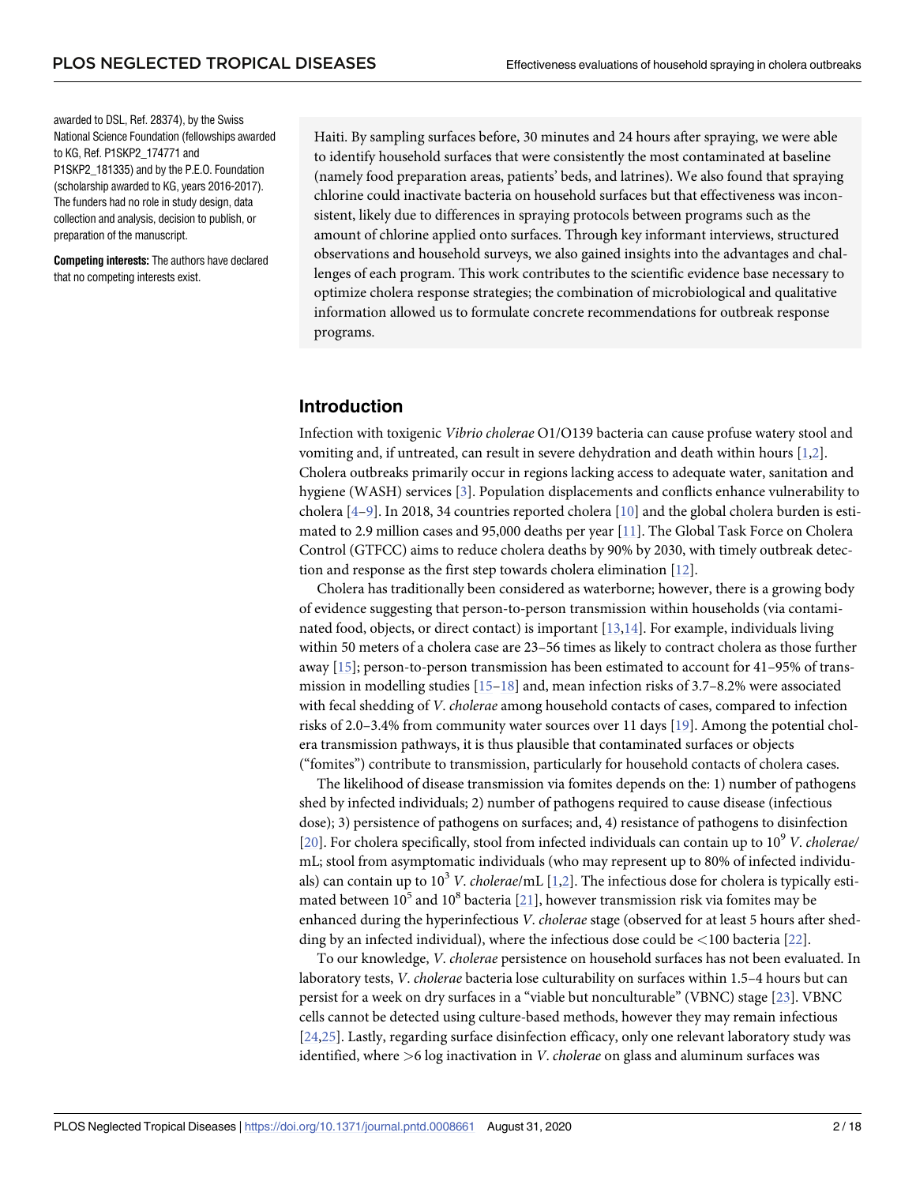awarded to DSL, Ref. 28374), by the Swiss National Science Foundation (fellowships awarded to KG, Ref. P1SKP2_174771 and P1SKP2_181335) and by the P.E.O. Foundation (scholarship awarded to KG, years 2016-2017). The funders had no role in study design, data collection and analysis, decision to publish, or preparation of the manuscript.

**Competing interests:** The authors have declared that no competing interests exist.

Haiti. By sampling surfaces before, 30 minutes and 24 hours after spraying, we were able to identify household surfaces that were consistently the most contaminated at baseline (namely food preparation areas, patients' beds, and latrines). We also found that spraying chlorine could inactivate bacteria on household surfaces but that effectiveness was inconsistent, likely due to differences in spraying protocols between programs such as the amount of chlorine applied onto surfaces. Through key informant interviews, structured observations and household surveys, we also gained insights into the advantages and challenges of each program. This work contributes to the scientific evidence base necessary to optimize cholera response strategies; the combination of microbiological and qualitative information allowed us to formulate concrete recommendations for outbreak response programs.

## Introduction

Infection with toxigenic *Vibrio cholerae* O1/O139 bacteria can cause profuse watery stool and vomiting and, if untreated, can result in severe dehydration and death within hours [1,2]. Cholera outbreaks primarily occur in regions lacking access to adequate water, sanitation and hygiene (WASH) services [3]. Population displacements and conflicts enhance vulnerability to cholera [4–9]. In 2018, 34 countries reported cholera [10] and the global cholera burden is estimated to 2.9 million cases and 95,000 deaths per year [11]. The Global Task Force on Cholera Control (GTFCC) aims to reduce cholera deaths by 90% by 2030, with timely outbreak detection and response as the first step towards cholera elimination [12].

Cholera has traditionally been considered as waterborne; however, there is a growing body of evidence suggesting that person-to-person transmission within households (via contaminated food, objects, or direct contact) is important [13,14]. For example, individuals living within 50 meters of a cholera case are 23–56 times as likely to contract cholera as those further away [15]; person-to-person transmission has been estimated to account for 41–95% of transmission in modelling studies [15–18] and, mean infection risks of 3.7–8.2% were associated with fecal shedding of *V*. *cholerae* among household contacts of cases, compared to infection risks of 2.0–3.4% from community water sources over 11 days [19]. Among the potential cholera transmission pathways, it is thus plausible that contaminated surfaces or objects ("fomites") contribute to transmission, particularly for household contacts of cholera cases.

The likelihood of disease transmission via fomites depends on the: 1) number of pathogens shed by infected individuals; 2) number of pathogens required to cause disease (infectious dose); 3) persistence of pathogens on surfaces; and, 4) resistance of pathogens to disinfection [20]. For cholera specifically, stool from infected individuals can contain up to $10^9$ *V*. *cholerae*/mL; stool from asymptomatic individuals (who may represent up to 80% of infected individuals) can contain up to $10^3$ *V*. *cholerae*/mL [1,2]. The infectious dose for cholera is typically estimated between $10^5$ and $10^8$ bacteria [21], however transmission risk via fomites may be enhanced during the hyperinfectious *V*. *cholerae* stage (observed for at least 5 hours after shedding by an infected individual), where the infectious dose could be $<100$ bacteria [22].

To our knowledge, *V*. *cholerae* persistence on household surfaces has not been evaluated. In laboratory tests, *V*. *cholerae* bacteria lose culturability on surfaces within 1.5–4 hours but can persist for a week on dry surfaces in a "viable but nonculturable" (VBNC) stage [23]. VBNC cells cannot be detected using culture-based methods, however they may remain infectious [24,25]. Lastly, regarding surface disinfection efficacy, only one relevant laboratory study was identified, where $>6$ log inactivation in *V*. *cholerae* on glass and aluminum surfaces was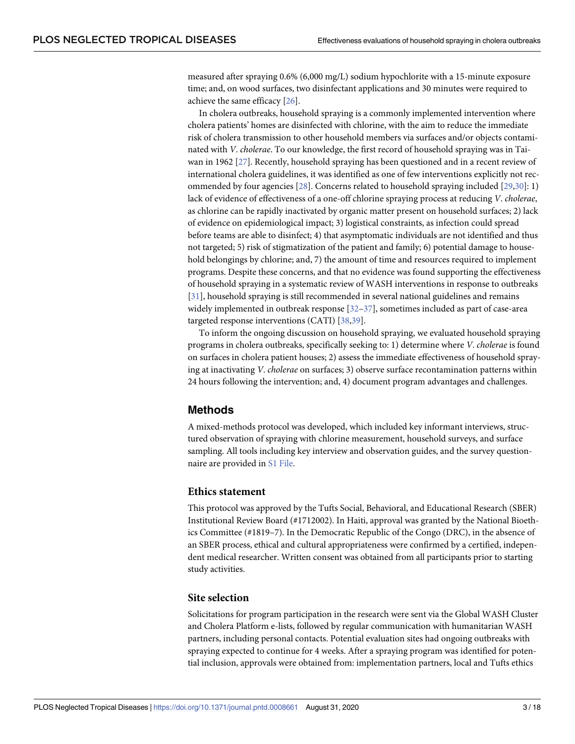measured after spraying 0.6% (6,000 mg/L) sodium hypochlorite with a 15-minute exposure time; and, on wood surfaces, two disinfectant applications and 30 minutes were required to achieve the same efficacy [26].

In cholera outbreaks, household spraying is a commonly implemented intervention where cholera patients' homes are disinfected with chlorine, with the aim to reduce the immediate risk of cholera transmission to other household members via surfaces and/or objects contaminated with *V*. *cholerae*. To our knowledge, the first record of household spraying was in Taiwan in 1962 [27]. Recently, household spraying has been questioned and in a recent review of international cholera guidelines, it was identified as one of few interventions explicitly not recommended by four agencies [28]. Concerns related to household spraying included [29,30]: 1) lack of evidence of effectiveness of a one-off chlorine spraying process at reducing *V*. *cholerae*, as chlorine can be rapidly inactivated by organic matter present on household surfaces; 2) lack of evidence on epidemiological impact; 3) logistical constraints, as infection could spread before teams are able to disinfect; 4) that asymptomatic individuals are not identified and thus not targeted; 5) risk of stigmatization of the patient and family; 6) potential damage to household belongings by chlorine; and, 7) the amount of time and resources required to implement programs. Despite these concerns, and that no evidence was found supporting the effectiveness of household spraying in a systematic review of WASH interventions in response to outbreaks [31], household spraying is still recommended in several national guidelines and remains widely implemented in outbreak response [32–37], sometimes included as part of case-area targeted response interventions (CATI) [38,39].

To inform the ongoing discussion on household spraying, we evaluated household spraying programs in cholera outbreaks, specifically seeking to: 1) determine where *V*. *cholerae* is found on surfaces in cholera patient houses; 2) assess the immediate effectiveness of household spraying at inactivating *V*. *cholerae* on surfaces; 3) observe surface recontamination patterns within 24 hours following the intervention; and, 4) document program advantages and challenges.

## Methods

A mixed-methods protocol was developed, which included key informant interviews, structured observation of spraying with chlorine measurement, household surveys, and surface sampling. All tools including key interview and observation guides, and the survey questionnaire are provided in S1 File.

### Ethics statement

This protocol was approved by the Tufts Social, Behavioral, and Educational Research (SBER) Institutional Review Board (#1712002). In Haiti, approval was granted by the National Bioethics Committee (#1819–7). In the Democratic Republic of the Congo (DRC), in the absence of an SBER process, ethical and cultural appropriateness were confirmed by a certified, independent medical researcher. Written consent was obtained from all participants prior to starting study activities.

### Site selection

Solicitations for program participation in the research were sent via the Global WASH Cluster and Cholera Platform e-lists, followed by regular communication with humanitarian WASH partners, including personal contacts. Potential evaluation sites had ongoing outbreaks with spraying expected to continue for 4 weeks. After a spraying program was identified for potential inclusion, approvals were obtained from: implementation partners, local and Tufts ethics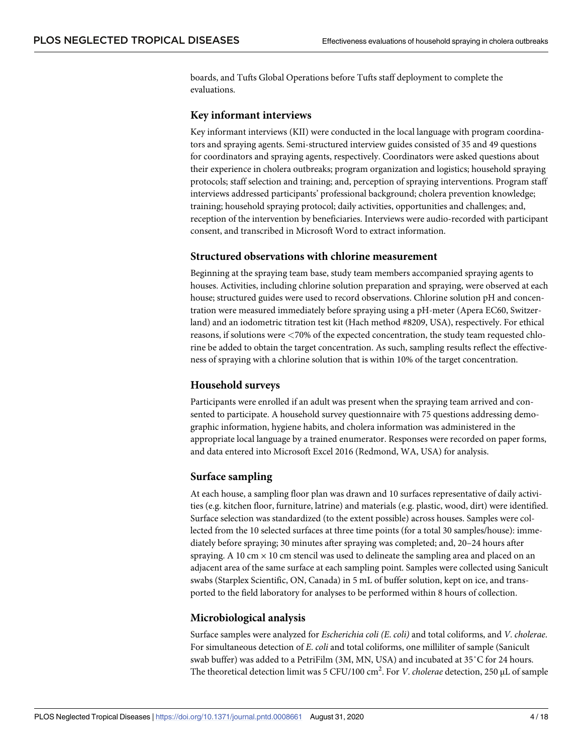boards, and Tufts Global Operations before Tufts staff deployment to complete the evaluations.

## Key informant interviews

Key informant interviews (KII) were conducted in the local language with program coordinators and spraying agents. Semi-structured interview guides consisted of 35 and 49 questions for coordinators and spraying agents, respectively. Coordinators were asked questions about their experience in cholera outbreaks; program organization and logistics; household spraying protocols; staff selection and training; and, perception of spraying interventions. Program staff interviews addressed participants' professional background; cholera prevention knowledge; training; household spraying protocol; daily activities, opportunities and challenges; and, reception of the intervention by beneficiaries. Interviews were audio-recorded with participant consent, and transcribed in Microsoft Word to extract information.

## Structured observations with chlorine measurement

Beginning at the spraying team base, study team members accompanied spraying agents to houses. Activities, including chlorine solution preparation and spraying, were observed at each house; structured guides were used to record observations. Chlorine solution pH and concentration were measured immediately before spraying using a pH-meter (Apera EC60, Switzerland) and an iodometric titration test kit (Hach method #8209, USA), respectively. For ethical reasons, if solutions were <70% of the expected concentration, the study team requested chlorine be added to obtain the target concentration. As such, sampling results reflect the effectiveness of spraying with a chlorine solution that is within 10% of the target concentration.

## Household surveys

Participants were enrolled if an adult was present when the spraying team arrived and consented to participate. A household survey questionnaire with 75 questions addressing demographic information, hygiene habits, and cholera information was administered in the appropriate local language by a trained enumerator. Responses were recorded on paper forms, and data entered into Microsoft Excel 2016 (Redmond, WA, USA) for analysis.

## Surface sampling

At each house, a sampling floor plan was drawn and 10 surfaces representative of daily activities (e.g. kitchen floor, furniture, latrine) and materials (e.g. plastic, wood, dirt) were identified. Surface selection was standardized (to the extent possible) across houses. Samples were collected from the 10 selected surfaces at three time points (for a total 30 samples/house): immediately before spraying; 30 minutes after spraying was completed; and, 20–24 hours after spraying. A 10 cm × 10 cm stencil was used to delineate the sampling area and placed on an adjacent area of the same surface at each sampling point. Samples were collected using Sanicult swabs (Starplex Scientific, ON, Canada) in 5 mL of buffer solution, kept on ice, and transported to the field laboratory for analyses to be performed within 8 hours of collection.

## Microbiological analysis

Surface samples were analyzed for *Escherichia coli (E. coli)* and total coliforms, and *V. cholerae*. For simultaneous detection of *E. coli* and total coliforms, one milliliter of sample (Sanicult swab buffer) was added to a PetriFilm (3M, MN, USA) and incubated at 35˚C for 24 hours. The theoretical detection limit was 5 CFU/100 $cm^2$. For *V. cholerae* detection, 250 μL of sample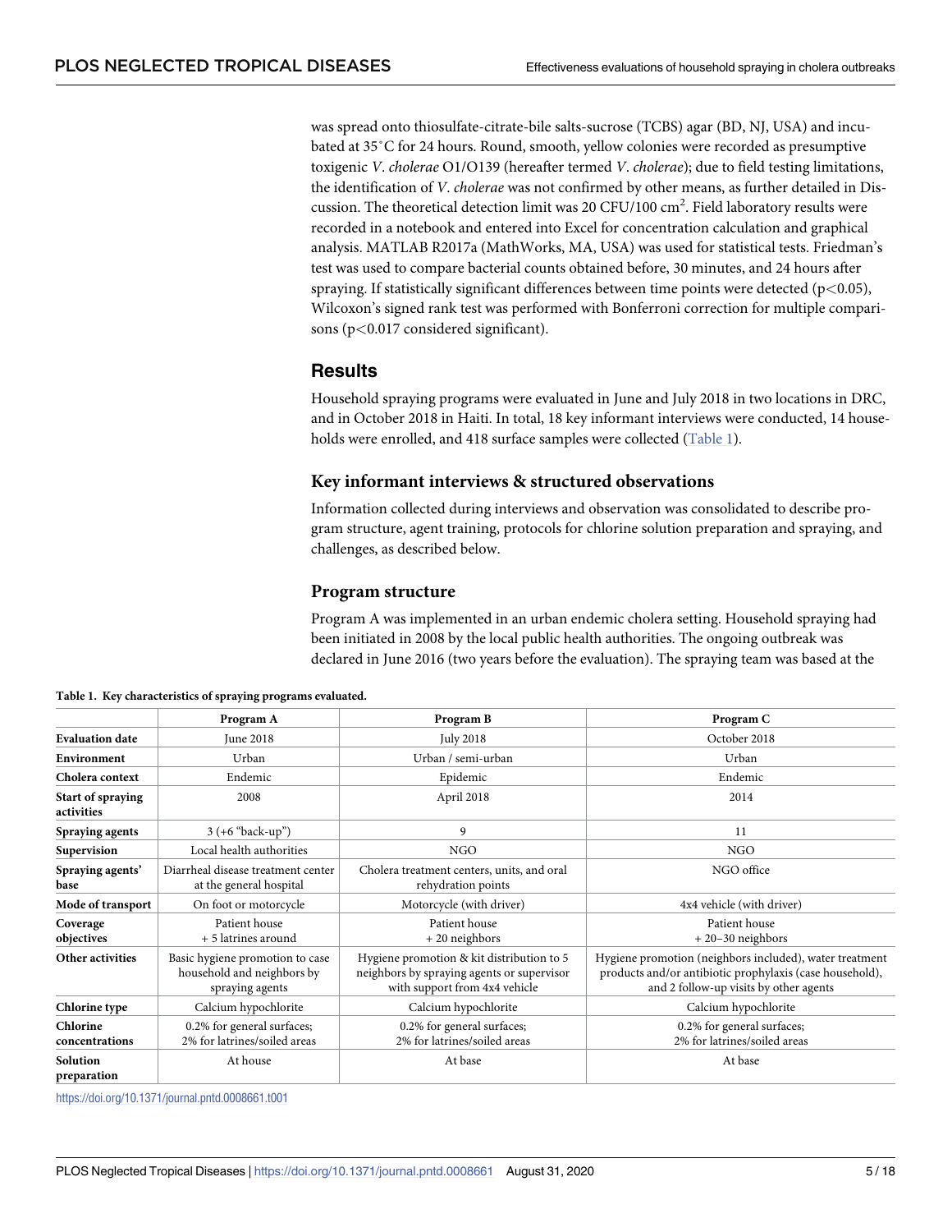was spread onto thiosulfate-citrate-bile salts-sucrose (TCBS) agar (BD, NJ, USA) and incubated at 35˚C for 24 hours. Round, smooth, yellow colonies were recorded as presumptive toxigenic *V*. *cholerae* O1/O139 (hereafter termed *V*. *cholerae*); due to field testing limitations, the identification of *V*. *cholerae* was not confirmed by other means, as further detailed in Discussion. The theoretical detection limit was 20 CFU/100 $cm^2$. Field laboratory results were recorded in a notebook and entered into Excel for concentration calculation and graphical analysis. MATLAB R2017a (MathWorks, MA, USA) was used for statistical tests. Friedman's test was used to compare bacterial counts obtained before, 30 minutes, and 24 hours after spraying. If statistically significant differences between time points were detected ($p<0.05$), Wilcoxon's signed rank test was performed with Bonferroni correction for multiple comparisons ($p<0.017$ considered significant).

## Results

Household spraying programs were evaluated in June and July 2018 in two locations in DRC, and in October 2018 in Haiti. In total, 18 key informant interviews were conducted, 14 households were enrolled, and 418 surface samples were collected (Table 1).

### Key informant interviews & structured observations

Information collected during interviews and observation was consolidated to describe program structure, agent training, protocols for chlorine solution preparation and spraying, and challenges, as described below.

### Program structure

Program A was implemented in an urban endemic cholera setting. Household spraying had been initiated in 2008 by the local public health authorities. The ongoing outbreak was declared in June 2016 (two years before the evaluation). The spraying team was based at the

**Table 1. Key characteristics of spraying programs evaluated.**

| | Program A | Program B | Program C |
|---|---|---|---|
| **Evaluation date** | June 2018 | July 2018 | October 2018 |
| **Environment** | Urban | Urban / semi-urban | Urban |
| **Cholera context** | Endemic | Epidemic | Endemic |
| **Start of spraying activities** | 2008 | April 2018 | 2014 |
| **Spraying agents** | 3 (+6 "back-up") | 9 | 11 |
| **Supervision** | Local health authorities | NGO | NGO |
| **Spraying agents' base** | Diarrheal disease treatment center at the general hospital | Cholera treatment centers, units, and oral rehydration points | NGO office |
| **Mode of transport** | On foot or motorcycle | Motorcycle (with driver) | 4x4 vehicle (with driver) |
| **Coverage objectives** | Patient house + 5 latrines around | Patient house + 20 neighbors | Patient house + 20–30 neighbors |
| **Other activities** | Basic hygiene promotion to case household and neighbors by spraying agents | Hygiene promotion & kit distribution to 5 neighbors by spraying agents or supervisor with support from 4x4 vehicle | Hygiene promotion (neighbors included), water treatment products and/or antibiotic prophylaxis (case household), and 2 follow-up visits by other agents |
| **Chlorine type** | Calcium hypochlorite | Calcium hypochlorite | Calcium hypochlorite |
| **Chlorine concentrations** | 0.2% for general surfaces; 2% for latrines/soiled areas | 0.2% for general surfaces; 2% for latrines/soiled areas | 0.2% for general surfaces; 2% for latrines/soiled areas |
| **Solution preparation** | At house | At base | At base |

https://doi.org/10.1371/journal.pntd.0008661.t001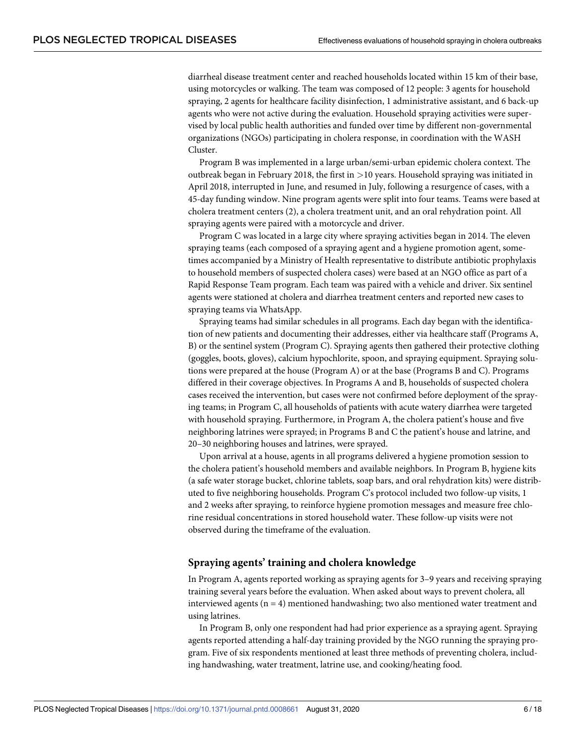diarrheal disease treatment center and reached households located within 15 km of their base, using motorcycles or walking. The team was composed of 12 people: 3 agents for household spraying, 2 agents for healthcare facility disinfection, 1 administrative assistant, and 6 back-up agents who were not active during the evaluation. Household spraying activities were supervised by local public health authorities and funded over time by different non-governmental organizations (NGOs) participating in cholera response, in coordination with the WASH Cluster.

Program B was implemented in a large urban/semi-urban epidemic cholera context. The outbreak began in February 2018, the first in >10 years. Household spraying was initiated in April 2018, interrupted in June, and resumed in July, following a resurgence of cases, with a 45-day funding window. Nine program agents were split into four teams. Teams were based at cholera treatment centers (2), a cholera treatment unit, and an oral rehydration point. All spraying agents were paired with a motorcycle and driver.

Program C was located in a large city where spraying activities began in 2014. The eleven spraying teams (each composed of a spraying agent and a hygiene promotion agent, sometimes accompanied by a Ministry of Health representative to distribute antibiotic prophylaxis to household members of suspected cholera cases) were based at an NGO office as part of a Rapid Response Team program. Each team was paired with a vehicle and driver. Six sentinel agents were stationed at cholera and diarrhea treatment centers and reported new cases to spraying teams via WhatsApp.

Spraying teams had similar schedules in all programs. Each day began with the identification of new patients and documenting their addresses, either via healthcare staff (Programs A, B) or the sentinel system (Program C). Spraying agents then gathered their protective clothing (goggles, boots, gloves), calcium hypochlorite, spoon, and spraying equipment. Spraying solutions were prepared at the house (Program A) or at the base (Programs B and C). Programs differed in their coverage objectives. In Programs A and B, households of suspected cholera cases received the intervention, but cases were not confirmed before deployment of the spraying teams; in Program C, all households of patients with acute watery diarrhea were targeted with household spraying. Furthermore, in Program A, the cholera patient's house and five neighboring latrines were sprayed; in Programs B and C the patient's house and latrine, and 20–30 neighboring houses and latrines, were sprayed.

Upon arrival at a house, agents in all programs delivered a hygiene promotion session to the cholera patient's household members and available neighbors. In Program B, hygiene kits (a safe water storage bucket, chlorine tablets, soap bars, and oral rehydration kits) were distributed to five neighboring households. Program C's protocol included two follow-up visits, 1 and 2 weeks after spraying, to reinforce hygiene promotion messages and measure free chlorine residual concentrations in stored household water. These follow-up visits were not observed during the timeframe of the evaluation.

## Spraying agents' training and cholera knowledge

In Program A, agents reported working as spraying agents for 3–9 years and receiving spraying training several years before the evaluation. When asked about ways to prevent cholera, all interviewed agents (n = 4) mentioned handwashing; two also mentioned water treatment and using latrines.

In Program B, only one respondent had had prior experience as a spraying agent. Spraying agents reported attending a half-day training provided by the NGO running the spraying program. Five of six respondents mentioned at least three methods of preventing cholera, including handwashing, water treatment, latrine use, and cooking/heating food.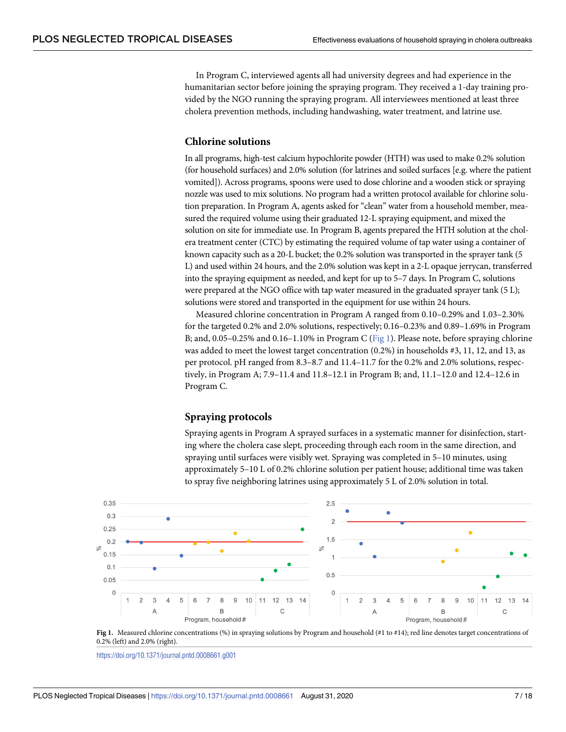In Program C, interviewed agents all had university degrees and had experience in the humanitarian sector before joining the spraying program. They received a 1-day training provided by the NGO running the spraying program. All interviewees mentioned at least three cholera prevention methods, including handwashing, water treatment, and latrine use.

## Chlorine solutions

In all programs, high-test calcium hypochlorite powder (HTH) was used to make 0.2% solution (for household surfaces) and 2.0% solution (for latrines and soiled surfaces [e.g. where the patient vomited]). Across programs, spoons were used to dose chlorine and a wooden stick or spraying nozzle was used to mix solutions. No program had a written protocol available for chlorine solution preparation. In Program A, agents asked for "clean" water from a household member, measured the required volume using their graduated 12-L spraying equipment, and mixed the solution on site for immediate use. In Program B, agents prepared the HTH solution at the cholera treatment center (CTC) by estimating the required volume of tap water using a container of known capacity such as a 20-L bucket; the 0.2% solution was transported in the sprayer tank (5 L) and used within 24 hours, and the 2.0% solution was kept in a 2-L opaque jerrycan, transferred into the spraying equipment as needed, and kept for up to 5–7 days. In Program C, solutions were prepared at the NGO office with tap water measured in the graduated sprayer tank (5 L); solutions were stored and transported in the equipment for use within 24 hours.

Measured chlorine concentration in Program A ranged from 0.10–0.29% and 1.03–2.30% for the targeted 0.2% and 2.0% solutions, respectively; 0.16–0.23% and 0.89–1.69% in Program B; and, 0.05–0.25% and 0.16–1.10% in Program C (Fig 1). Please note, before spraying chlorine was added to meet the lowest target concentration (0.2%) in households #3, 11, 12, and 13, as per protocol. pH ranged from 8.3–8.7 and 11.4–11.7 for the 0.2% and 2.0% solutions, respectively, in Program A; 7.9–11.4 and 11.8–12.1 in Program B; and, 11.1–12.0 and 12.4–12.6 in Program C.

## Spraying protocols

Spraying agents in Program A sprayed surfaces in a systematic manner for disinfection, starting where the cholera case slept, proceeding through each room in the same direction, and spraying until surfaces were visibly wet. Spraying was completed in 5–10 minutes, using approximately 5–10 L of 0.2% chlorine solution per patient house; additional time was taken to spray five neighboring latrines using approximately 5 L of 2.0% solution in total.

**Fig 1.** Measured chlorine concentrations (%) in spraying solutions by Program and household (#1 to #14); red line denotes target concentrations of 0.2% (left) and 2.0% (right).

https://doi.org/10.1371/journal.pntd.0008661.g001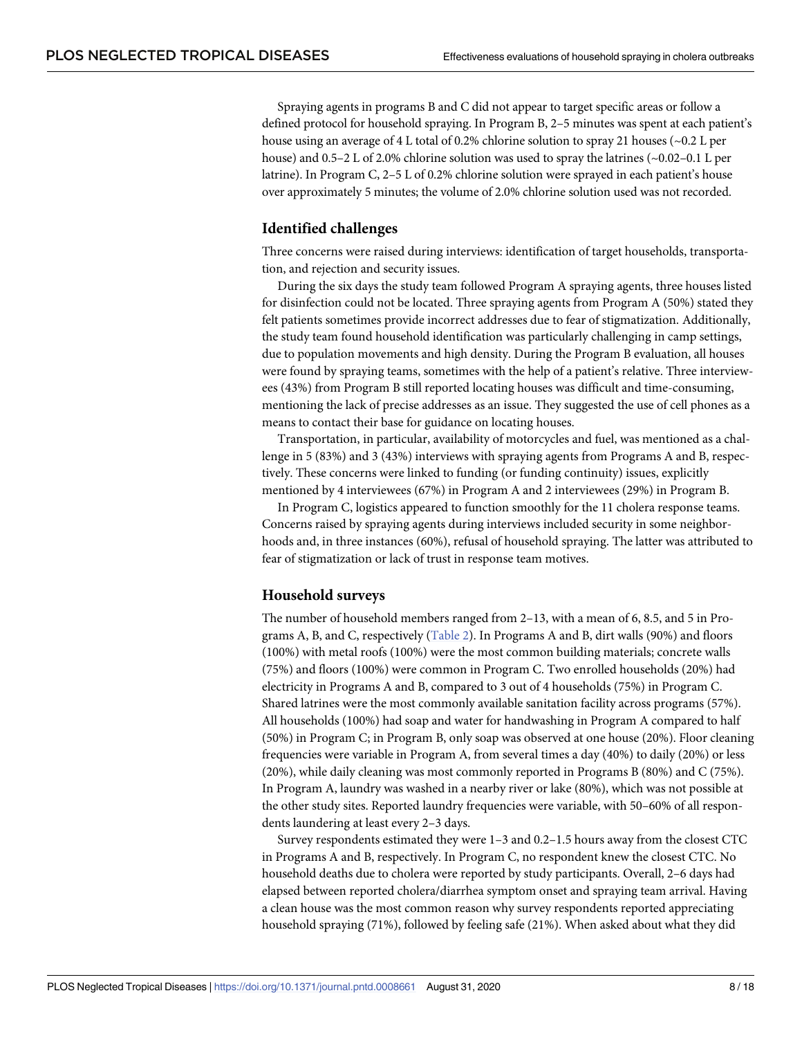Spraying agents in programs B and C did not appear to target specific areas or follow a defined protocol for household spraying. In Program B, 2–5 minutes was spent at each patient's house using an average of 4 L total of 0.2% chlorine solution to spray 21 houses (~0.2 L per house) and 0.5–2 L of 2.0% chlorine solution was used to spray the latrines (~0.02–0.1 L per latrine). In Program C, 2–5 L of 0.2% chlorine solution were sprayed in each patient's house over approximately 5 minutes; the volume of 2.0% chlorine solution used was not recorded.

### Identified challenges

Three concerns were raised during interviews: identification of target households, transportation, and rejection and security issues.

During the six days the study team followed Program A spraying agents, three houses listed for disinfection could not be located. Three spraying agents from Program A (50%) stated they felt patients sometimes provide incorrect addresses due to fear of stigmatization. Additionally, the study team found household identification was particularly challenging in camp settings, due to population movements and high density. During the Program B evaluation, all houses were found by spraying teams, sometimes with the help of a patient's relative. Three interviewees (43%) from Program B still reported locating houses was difficult and time-consuming, mentioning the lack of precise addresses as an issue. They suggested the use of cell phones as a means to contact their base for guidance on locating houses.

Transportation, in particular, availability of motorcycles and fuel, was mentioned as a challenge in 5 (83%) and 3 (43%) interviews with spraying agents from Programs A and B, respectively. These concerns were linked to funding (or funding continuity) issues, explicitly mentioned by 4 interviewees (67%) in Program A and 2 interviewees (29%) in Program B.

In Program C, logistics appeared to function smoothly for the 11 cholera response teams. Concerns raised by spraying agents during interviews included security in some neighborhoods and, in three instances (60%), refusal of household spraying. The latter was attributed to fear of stigmatization or lack of trust in response team motives.

### Household surveys

The number of household members ranged from 2–13, with a mean of 6, 8.5, and 5 in Programs A, B, and C, respectively (Table 2). In Programs A and B, dirt walls (90%) and floors (100%) with metal roofs (100%) were the most common building materials; concrete walls (75%) and floors (100%) were common in Program C. Two enrolled households (20%) had electricity in Programs A and B, compared to 3 out of 4 households (75%) in Program C. Shared latrines were the most commonly available sanitation facility across programs (57%). All households (100%) had soap and water for handwashing in Program A compared to half (50%) in Program C; in Program B, only soap was observed at one house (20%). Floor cleaning frequencies were variable in Program A, from several times a day (40%) to daily (20%) or less (20%), while daily cleaning was most commonly reported in Programs B (80%) and C (75%). In Program A, laundry was washed in a nearby river or lake (80%), which was not possible at the other study sites. Reported laundry frequencies were variable, with 50–60% of all respondents laundering at least every 2–3 days.

Survey respondents estimated they were 1–3 and 0.2–1.5 hours away from the closest CTC in Programs A and B, respectively. In Program C, no respondent knew the closest CTC. No household deaths due to cholera were reported by study participants. Overall, 2–6 days had elapsed between reported cholera/diarrhea symptom onset and spraying team arrival. Having a clean house was the most common reason why survey respondents reported appreciating household spraying (71%), followed by feeling safe (21%). When asked about what they did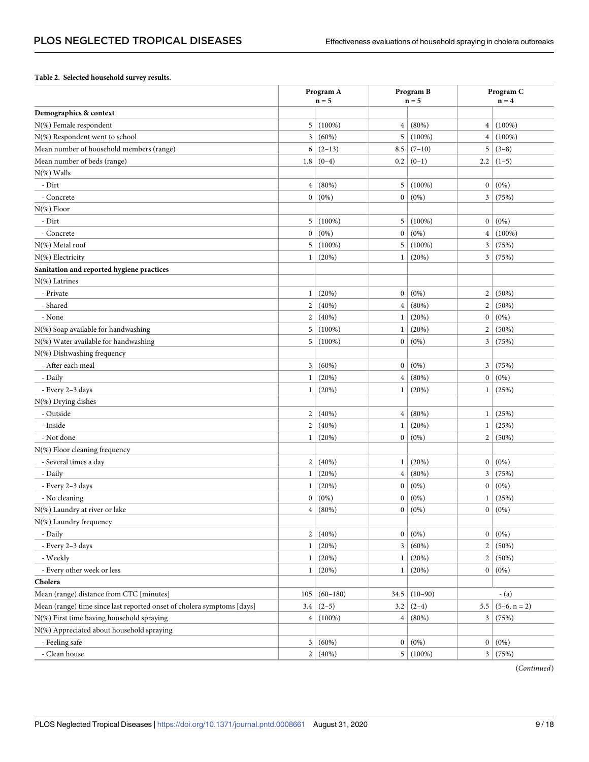**Table 2. Selected household survey results.**

| | Program A n = 5 | | Program B n = 5 | | Program C n = 4 | |
|---|---|---|---|---|---|---|
| **Demographics & context** | | | | | | |
| N(%) Female respondent | 5 | (100%) | 4 | (80%) | 4 | (100%) |
| N(%) Respondent went to school | 3 | (60%) | 5 | (100%) | 4 | (100%) |
| Mean number of household members (range) | 6 | (2–13) | 8.5 | (7–10) | 5 | (3–8) |
| Mean number of beds (range) | 1.8 | (0–4) | 0.2 | (0–1) | 2.2 | (1–5) |
| N(%) Walls | | | | | | |
| - Dirt | 4 | (80%) | 5 | (100%) | 0 | (0%) |
| - Concrete | 0 | (0%) | 0 | (0%) | 3 | (75%) |
| N(%) Floor | | | | | | |
| - Dirt | 5 | (100%) | 5 | (100%) | 0 | (0%) |
| - Concrete | 0 | (0%) | 0 | (0%) | 4 | (100%) |
| N(%) Metal roof | 5 | (100%) | 5 | (100%) | 3 | (75%) |
| N(%) Electricity | 1 | (20%) | 1 | (20%) | 3 | (75%) |
| **Sanitation and reported hygiene practices** | | | | | | |
| N(%) Latrines | | | | | | |
| - Private | 1 | (20%) | 0 | (0%) | 2 | (50%) |
| - Shared | 2 | (40%) | 4 | (80%) | 2 | (50%) |
| - None | 2 | (40%) | 1 | (20%) | 0 | (0%) |
| N(%) Soap available for handwashing | 5 | (100%) | 1 | (20%) | 2 | (50%) |
| N(%) Water available for handwashing | 5 | (100%) | 0 | (0%) | 3 | (75%) |
| N(%) Dishwashing frequency | | | | | | |
| - After each meal | 3 | (60%) | 0 | (0%) | 3 | (75%) |
| - Daily | 1 | (20%) | 4 | (80%) | 0 | (0%) |
| - Every 2–3 days | 1 | (20%) | 1 | (20%) | 1 | (25%) |
| N(%) Drying dishes | | | | | | |
| - Outside | 2 | (40%) | 4 | (80%) | 1 | (25%) |
| - Inside | 2 | (40%) | 1 | (20%) | 1 | (25%) |
| - Not done | 1 | (20%) | 0 | (0%) | 2 | (50%) |
| N(%) Floor cleaning frequency | | | | | | |
| - Several times a day | 2 | (40%) | 1 | (20%) | 0 | (0%) |
| - Daily | 1 | (20%) | 4 | (80%) | 3 | (75%) |
| - Every 2–3 days | 1 | (20%) | 0 | (0%) | 0 | (0%) |
| - No cleaning | 0 | (0%) | 0 | (0%) | 1 | (25%) |
| N(%) Laundry at river or lake | 4 | (80%) | 0 | (0%) | 0 | (0%) |
| N(%) Laundry frequency | | | | | | |
| - Daily | 2 | (40%) | 0 | (0%) | 0 | (0%) |
| - Every 2–3 days | 1 | (20%) | 3 | (60%) | 2 | (50%) |
| - Weekly | 1 | (20%) | 1 | (20%) | 2 | (50%) |
| - Every other week or less | 1 | (20%) | 1 | (20%) | 0 | (0%) |
| **Cholera** | | | | | | |
| Mean (range) distance from CTC [minutes] | 105 | (60–180) | 34.5 | (10–90) | - (a) | |
| Mean (range) time since last reported onset of cholera symptoms [days] | 3.4 | (2–5) | 3.2 | (2–4) | 5.5 | (5–6, n = 2) |
| N(%) First time having household spraying | 4 | (100%) | 4 | (80%) | 3 | (75%) |
| N(%) Appreciated about household spraying | | | | | | |
| - Feeling safe | 3 | (60%) | 0 | (0%) | 0 | (0%) |
| - Clean house | 2 | (40%) | 5 | (100%) | 3 | (75%) |

(*Continued*)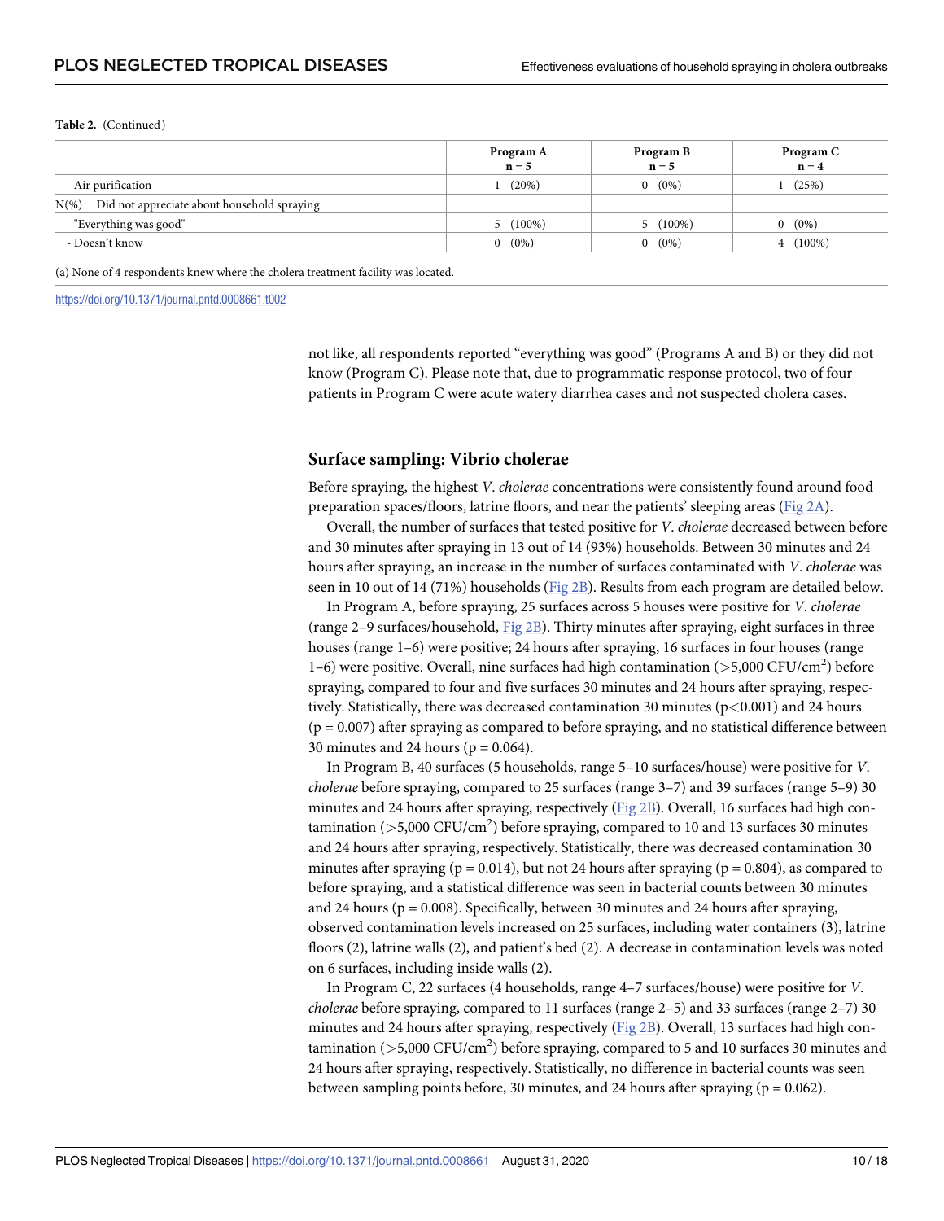**Table 2.** (Continued)

| | Program A n = 5 | | Program B n = 5 | | Program C n = 4 | |
|---|---|---|---|---|---|---|
| - Air purification | 1 | (20%) | 0 | (0%) | 1 | (25%) |
| N(%) Did not appreciate about household spraying | | | | | | |
| - "Everything was good" | 5 | (100%) | 5 | (100%) | 0 | (0%) |
| - Doesn't know | 0 | (0%) | 0 | (0%) | 4 | (100%) |

(a) None of 4 respondents knew where the cholera treatment facility was located.

https://doi.org/10.1371/journal.pntd.0008661.t002

not like, all respondents reported "everything was good" (Programs A and B) or they did not know (Program C). Please note that, due to programmatic response protocol, two of four patients in Program C were acute watery diarrhea cases and not suspected cholera cases.

## Surface sampling: Vibrio cholerae

Before spraying, the highest *V*. *cholerae* concentrations were consistently found around food preparation spaces/floors, latrine floors, and near the patients' sleeping areas (Fig 2A).

Overall, the number of surfaces that tested positive for *V*. *cholerae* decreased between before and 30 minutes after spraying in 13 out of 14 (93%) households. Between 30 minutes and 24 hours after spraying, an increase in the number of surfaces contaminated with *V*. *cholerae* was seen in 10 out of 14 (71%) households (Fig 2B). Results from each program are detailed below.

In Program A, before spraying, 25 surfaces across 5 houses were positive for *V*. *cholerae* (range 2–9 surfaces/household, Fig 2B). Thirty minutes after spraying, eight surfaces in three houses (range 1–6) were positive; 24 hours after spraying, 16 surfaces in four houses (range 1–6) were positive. Overall, nine surfaces had high contamination (>5,000 CFU/$cm^2$) before spraying, compared to four and five surfaces 30 minutes and 24 hours after spraying, respectively. Statistically, there was decreased contamination 30 minutes ($p<0.001$) and 24 hours ($p = 0.007$) after spraying as compared to before spraying, and no statistical difference between 30 minutes and 24 hours ($p = 0.064$).

In Program B, 40 surfaces (5 households, range 5–10 surfaces/house) were positive for *V*. *cholerae* before spraying, compared to 25 surfaces (range 3–7) and 39 surfaces (range 5–9) 30 minutes and 24 hours after spraying, respectively (Fig 2B). Overall, 16 surfaces had high contamination (>5,000 CFU/$cm^2$) before spraying, compared to 10 and 13 surfaces 30 minutes and 24 hours after spraying, respectively. Statistically, there was decreased contamination 30 minutes after spraying ($p = 0.014$), but not 24 hours after spraying ($p = 0.804$), as compared to before spraying, and a statistical difference was seen in bacterial counts between 30 minutes and 24 hours ($p = 0.008$). Specifically, between 30 minutes and 24 hours after spraying, observed contamination levels increased on 25 surfaces, including water containers (3), latrine floors (2), latrine walls (2), and patient's bed (2). A decrease in contamination levels was noted on 6 surfaces, including inside walls (2).

In Program C, 22 surfaces (4 households, range 4–7 surfaces/house) were positive for *V*. *cholerae* before spraying, compared to 11 surfaces (range 2–5) and 33 surfaces (range 2–7) 30 minutes and 24 hours after spraying, respectively (Fig 2B). Overall, 13 surfaces had high contamination (>5,000 CFU/$cm^2$) before spraying, compared to 5 and 10 surfaces 30 minutes and 24 hours after spraying, respectively. Statistically, no difference in bacterial counts was seen between sampling points before, 30 minutes, and 24 hours after spraying ($p = 0.062$).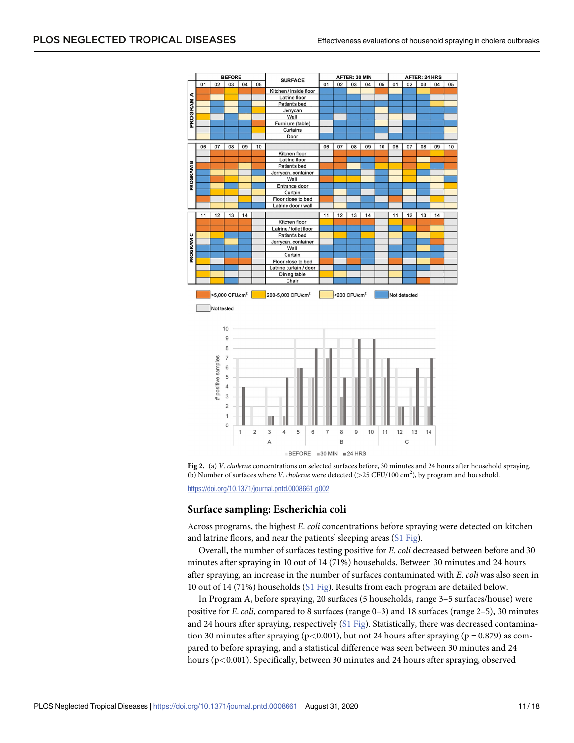**Fig 2.** (a) *V. cholerae* concentrations on selected surfaces before, 30 minutes and 24 hours after household spraying. (b) Number of surfaces where *V. cholerae* were detected (>25 CFU/100 cm$^2$), by program and household.

https://doi.org/10.1371/journal.pntd.0008661.g002

## Surface sampling: Escherichia coli

Across programs, the highest *E. coli* concentrations before spraying were detected on kitchen and latrine floors, and near the patients' sleeping areas (S1 Fig).

Overall, the number of surfaces testing positive for *E. coli* decreased between before and 30 minutes after spraying in 10 out of 14 (71%) households. Between 30 minutes and 24 hours after spraying, an increase in the number of surfaces contaminated with *E. coli* was also seen in 10 out of 14 (71%) households (S1 Fig). Results from each program are detailed below.

In Program A, before spraying, 20 surfaces (5 households, range 3–5 surfaces/house) were positive for *E. coli*, compared to 8 surfaces (range 0–3) and 18 surfaces (range 2–5), 30 minutes and 24 hours after spraying, respectively (S1 Fig). Statistically, there was decreased contamination 30 minutes after spraying ($p<0.001$), but not 24 hours after spraying ($p = 0.879$) as compared to before spraying, and a statistical difference was seen between 30 minutes and 24 hours ($p<0.001$). Specifically, between 30 minutes and 24 hours after spraying, observed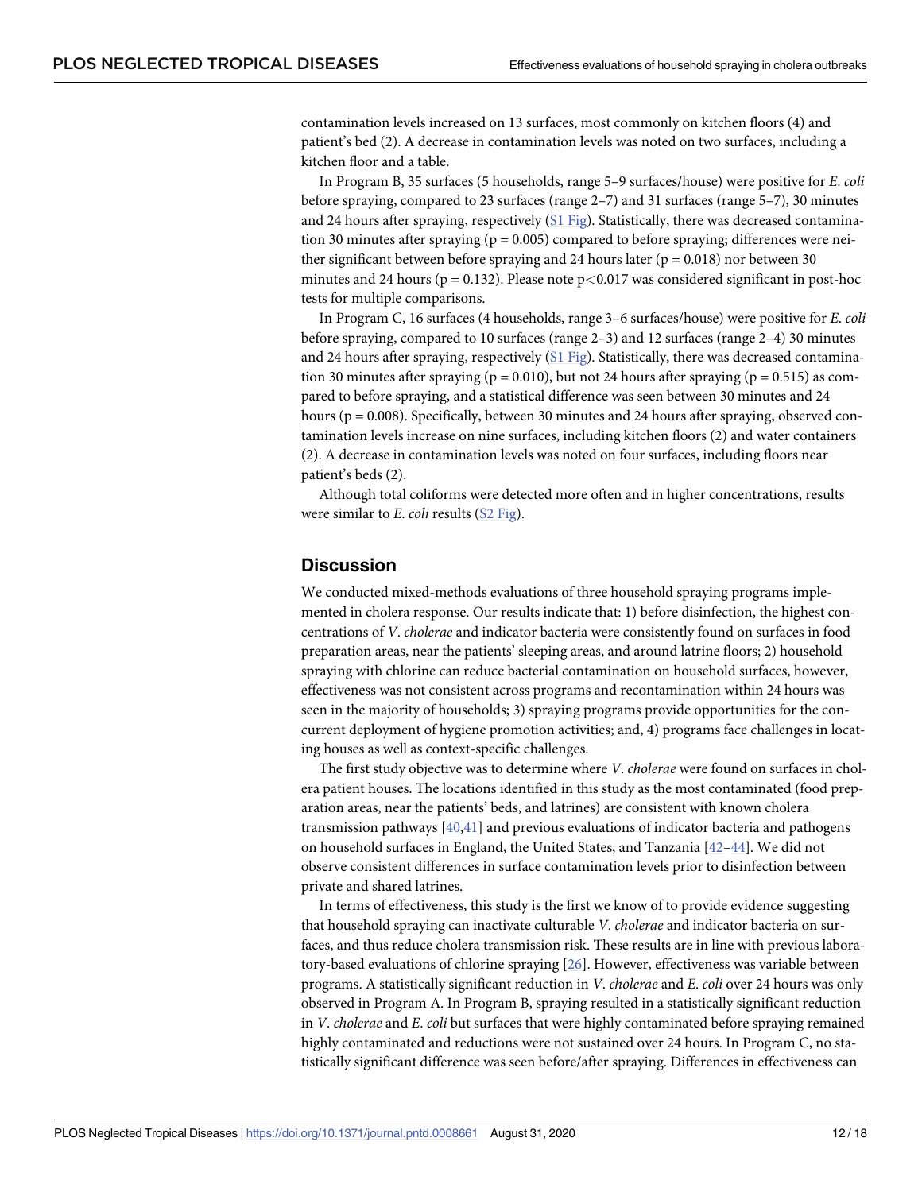contamination levels increased on 13 surfaces, most commonly on kitchen floors (4) and patient's bed (2). A decrease in contamination levels was noted on two surfaces, including a kitchen floor and a table.

In Program B, 35 surfaces (5 households, range 5–9 surfaces/house) were positive for *E. coli* before spraying, compared to 23 surfaces (range 2–7) and 31 surfaces (range 5–7), 30 minutes and 24 hours after spraying, respectively (S1 Fig). Statistically, there was decreased contamination 30 minutes after spraying ($p = 0.005$) compared to before spraying; differences were neither significant between before spraying and 24 hours later ($p = 0.018$) nor between 30 minutes and 24 hours ($p = 0.132$). Please note $p<0.017$ was considered significant in post-hoc tests for multiple comparisons.

In Program C, 16 surfaces (4 households, range 3–6 surfaces/house) were positive for *E. coli* before spraying, compared to 10 surfaces (range 2–3) and 12 surfaces (range 2–4) 30 minutes and 24 hours after spraying, respectively (S1 Fig). Statistically, there was decreased contamination 30 minutes after spraying ($p = 0.010$), but not 24 hours after spraying ($p = 0.515$) as compared to before spraying, and a statistical difference was seen between 30 minutes and 24 hours ($p = 0.008$). Specifically, between 30 minutes and 24 hours after spraying, observed contamination levels increase on nine surfaces, including kitchen floors (2) and water containers (2). A decrease in contamination levels was noted on four surfaces, including floors near patient's beds (2).

Although total coliforms were detected more often and in higher concentrations, results were similar to *E. coli* results (S2 Fig).

## Discussion

We conducted mixed-methods evaluations of three household spraying programs implemented in cholera response. Our results indicate that: 1) before disinfection, the highest concentrations of *V. cholerae* and indicator bacteria were consistently found on surfaces in food preparation areas, near the patients' sleeping areas, and around latrine floors; 2) household spraying with chlorine can reduce bacterial contamination on household surfaces, however, effectiveness was not consistent across programs and recontamination within 24 hours was seen in the majority of households; 3) spraying programs provide opportunities for the concurrent deployment of hygiene promotion activities; and, 4) programs face challenges in locating houses as well as context-specific challenges.

The first study objective was to determine where *V. cholerae* were found on surfaces in cholera patient houses. The locations identified in this study as the most contaminated (food preparation areas, near the patients' beds, and latrines) are consistent with known cholera transmission pathways [40,41] and previous evaluations of indicator bacteria and pathogens on household surfaces in England, the United States, and Tanzania [42–44]. We did not observe consistent differences in surface contamination levels prior to disinfection between private and shared latrines.

In terms of effectiveness, this study is the first we know of to provide evidence suggesting that household spraying can inactivate culturable *V. cholerae* and indicator bacteria on surfaces, and thus reduce cholera transmission risk. These results are in line with previous laboratory-based evaluations of chlorine spraying [26]. However, effectiveness was variable between programs. A statistically significant reduction in *V. cholerae* and *E. coli* over 24 hours was only observed in Program A. In Program B, spraying resulted in a statistically significant reduction in *V. cholerae* and *E. coli* but surfaces that were highly contaminated before spraying remained highly contaminated and reductions were not sustained over 24 hours. In Program C, no statistically significant difference was seen before/after spraying. Differences in effectiveness can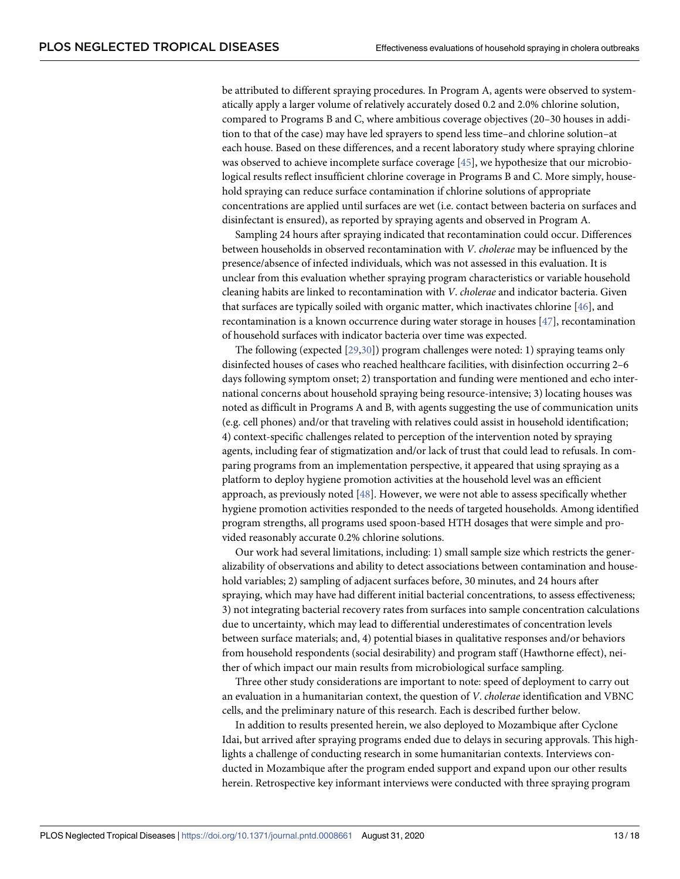be attributed to different spraying procedures. In Program A, agents were observed to systematically apply a larger volume of relatively accurately dosed 0.2 and 2.0% chlorine solution, compared to Programs B and C, where ambitious coverage objectives (20–30 houses in addition to that of the case) may have led sprayers to spend less time–and chlorine solution–at each house. Based on these differences, and a recent laboratory study where spraying chlorine was observed to achieve incomplete surface coverage [45], we hypothesize that our microbiological results reflect insufficient chlorine coverage in Programs B and C. More simply, household spraying can reduce surface contamination if chlorine solutions of appropriate concentrations are applied until surfaces are wet (i.e. contact between bacteria on surfaces and disinfectant is ensured), as reported by spraying agents and observed in Program A.

Sampling 24 hours after spraying indicated that recontamination could occur. Differences between households in observed recontamination with *V*. *cholerae* may be influenced by the presence/absence of infected individuals, which was not assessed in this evaluation. It is unclear from this evaluation whether spraying program characteristics or variable household cleaning habits are linked to recontamination with *V*. *cholerae* and indicator bacteria. Given that surfaces are typically soiled with organic matter, which inactivates chlorine [46], and recontamination is a known occurrence during water storage in houses [47], recontamination of household surfaces with indicator bacteria over time was expected.

The following (expected [29,30]) program challenges were noted: 1) spraying teams only disinfected houses of cases who reached healthcare facilities, with disinfection occurring 2–6 days following symptom onset; 2) transportation and funding were mentioned and echo international concerns about household spraying being resource-intensive; 3) locating houses was noted as difficult in Programs A and B, with agents suggesting the use of communication units (e.g. cell phones) and/or that traveling with relatives could assist in household identification; 4) context-specific challenges related to perception of the intervention noted by spraying agents, including fear of stigmatization and/or lack of trust that could lead to refusals. In comparing programs from an implementation perspective, it appeared that using spraying as a platform to deploy hygiene promotion activities at the household level was an efficient approach, as previously noted [48]. However, we were not able to assess specifically whether hygiene promotion activities responded to the needs of targeted households. Among identified program strengths, all programs used spoon-based HTH dosages that were simple and provided reasonably accurate 0.2% chlorine solutions.

Our work had several limitations, including: 1) small sample size which restricts the generalizability of observations and ability to detect associations between contamination and household variables; 2) sampling of adjacent surfaces before, 30 minutes, and 24 hours after spraying, which may have had different initial bacterial concentrations, to assess effectiveness; 3) not integrating bacterial recovery rates from surfaces into sample concentration calculations due to uncertainty, which may lead to differential underestimates of concentration levels between surface materials; and, 4) potential biases in qualitative responses and/or behaviors from household respondents (social desirability) and program staff (Hawthorne effect), neither of which impact our main results from microbiological surface sampling.

Three other study considerations are important to note: speed of deployment to carry out an evaluation in a humanitarian context, the question of *V*. *cholerae* identification and VBNC cells, and the preliminary nature of this research. Each is described further below.

In addition to results presented herein, we also deployed to Mozambique after Cyclone Idai, but arrived after spraying programs ended due to delays in securing approvals. This highlights a challenge of conducting research in some humanitarian contexts. Interviews conducted in Mozambique after the program ended support and expand upon our other results herein. Retrospective key informant interviews were conducted with three spraying program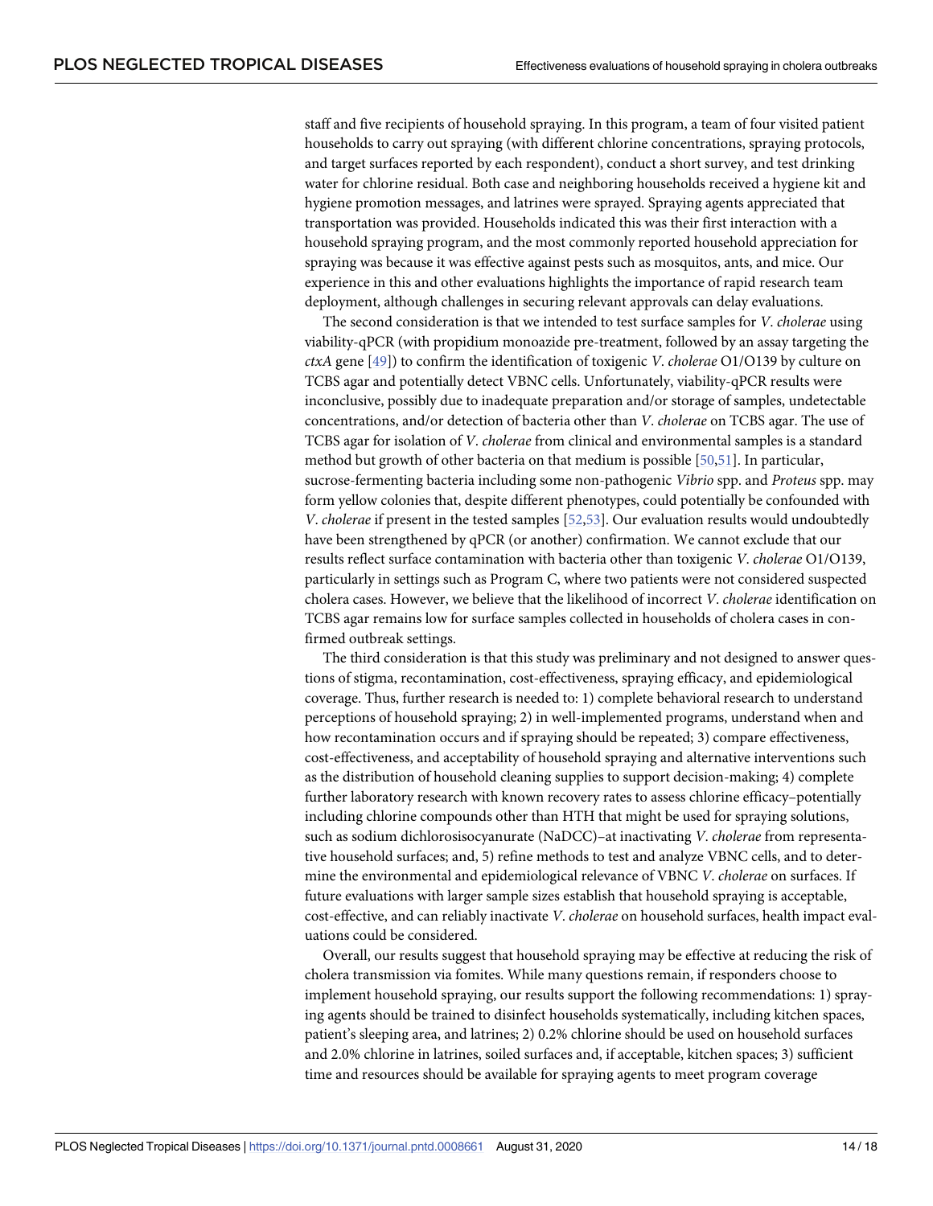staff and five recipients of household spraying. In this program, a team of four visited patient households to carry out spraying (with different chlorine concentrations, spraying protocols, and target surfaces reported by each respondent), conduct a short survey, and test drinking water for chlorine residual. Both case and neighboring households received a hygiene kit and hygiene promotion messages, and latrines were sprayed. Spraying agents appreciated that transportation was provided. Households indicated this was their first interaction with a household spraying program, and the most commonly reported household appreciation for spraying was because it was effective against pests such as mosquitos, ants, and mice. Our experience in this and other evaluations highlights the importance of rapid research team deployment, although challenges in securing relevant approvals can delay evaluations.

The second consideration is that we intended to test surface samples for *V*. *cholerae* using viability-qPCR (with propidium monoazide pre-treatment, followed by an assay targeting the *ctxA* gene [49]) to confirm the identification of toxigenic *V*. *cholerae* O1/O139 by culture on TCBS agar and potentially detect VBNC cells. Unfortunately, viability-qPCR results were inconclusive, possibly due to inadequate preparation and/or storage of samples, undetectable concentrations, and/or detection of bacteria other than *V*. *cholerae* on TCBS agar. The use of TCBS agar for isolation of *V*. *cholerae* from clinical and environmental samples is a standard method but growth of other bacteria on that medium is possible [50,51]. In particular, sucrose-fermenting bacteria including some non-pathogenic *Vibrio* spp. and *Proteus* spp. may form yellow colonies that, despite different phenotypes, could potentially be confounded with *V*. *cholerae* if present in the tested samples [52,53]. Our evaluation results would undoubtedly have been strengthened by qPCR (or another) confirmation. We cannot exclude that our results reflect surface contamination with bacteria other than toxigenic *V*. *cholerae* O1/O139, particularly in settings such as Program C, where two patients were not considered suspected cholera cases. However, we believe that the likelihood of incorrect *V*. *cholerae* identification on TCBS agar remains low for surface samples collected in households of cholera cases in confirmed outbreak settings.

The third consideration is that this study was preliminary and not designed to answer questions of stigma, recontamination, cost-effectiveness, spraying efficacy, and epidemiological coverage. Thus, further research is needed to: 1) complete behavioral research to understand perceptions of household spraying; 2) in well-implemented programs, understand when and how recontamination occurs and if spraying should be repeated; 3) compare effectiveness, cost-effectiveness, and acceptability of household spraying and alternative interventions such as the distribution of household cleaning supplies to support decision-making; 4) complete further laboratory research with known recovery rates to assess chlorine efficacy–potentially including chlorine compounds other than HTH that might be used for spraying solutions, such as sodium dichlorosisocyanurate (NaDCC)–at inactivating *V*. *cholerae* from representative household surfaces; and, 5) refine methods to test and analyze VBNC cells, and to determine the environmental and epidemiological relevance of VBNC *V*. *cholerae* on surfaces. If future evaluations with larger sample sizes establish that household spraying is acceptable, cost-effective, and can reliably inactivate *V*. *cholerae* on household surfaces, health impact evaluations could be considered.

Overall, our results suggest that household spraying may be effective at reducing the risk of cholera transmission via fomites. While many questions remain, if responders choose to implement household spraying, our results support the following recommendations: 1) spraying agents should be trained to disinfect households systematically, including kitchen spaces, patient's sleeping area, and latrines; 2) 0.2% chlorine should be used on household surfaces and 2.0% chlorine in latrines, soiled surfaces and, if acceptable, kitchen spaces; 3) sufficient time and resources should be available for spraying agents to meet program coverage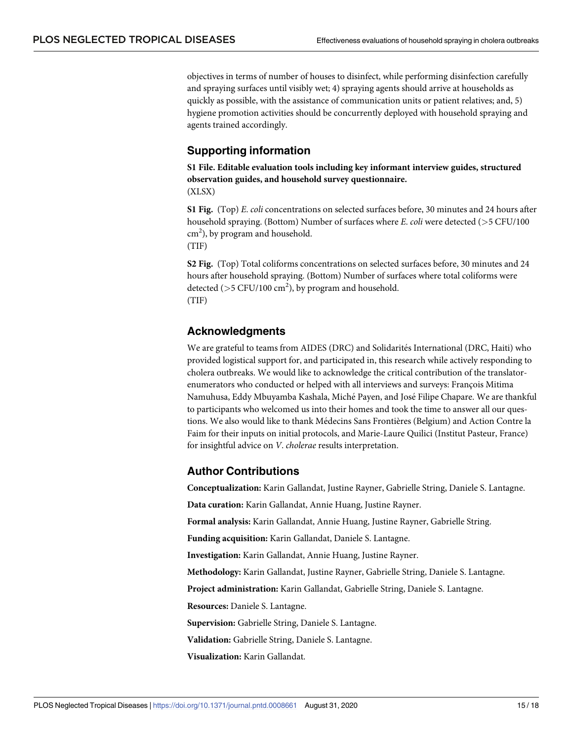objectives in terms of number of houses to disinfect, while performing disinfection carefully and spraying surfaces until visibly wet; 4) spraying agents should arrive at households as quickly as possible, with the assistance of communication units or patient relatives; and, 5) hygiene promotion activities should be concurrently deployed with household spraying and agents trained accordingly.

## Supporting information

**S1 File. Editable evaluation tools including key informant interview guides, structured observation guides, and household survey questionnaire.**
(XLSX)

**S1 Fig.** (Top) *E. coli* concentrations on selected surfaces before, 30 minutes and 24 hours after household spraying. (Bottom) Number of surfaces where *E. coli* were detected (>5 CFU/100 $cm^2$), by program and household.
(TIF)

**S2 Fig.** (Top) Total coliforms concentrations on selected surfaces before, 30 minutes and 24 hours after household spraying. (Bottom) Number of surfaces where total coliforms were detected (>5 CFU/100 $cm^2$), by program and household.
(TIF)

## Acknowledgments

We are grateful to teams from AIDES (DRC) and Solidarités International (DRC, Haiti) who provided logistical support for, and participated in, this research while actively responding to cholera outbreaks. We would like to acknowledge the critical contribution of the translator-enumerators who conducted or helped with all interviews and surveys: François Mitima Namuhusa, Eddy Mbuyamba Kashala, Miché Payen, and José Filipe Chapare. We are thankful to participants who welcomed us into their homes and took the time to answer all our questions. We also would like to thank Médecins Sans Frontières (Belgium) and Action Contre la Faim for their inputs on initial protocols, and Marie-Laure Quilici (Institut Pasteur, France) for insightful advice on *V*. *cholerae* results interpretation.

## Author Contributions

**Conceptualization:** Karin Gallandat, Justine Rayner, Gabrielle String, Daniele S. Lantagne.

**Data curation:** Karin Gallandat, Annie Huang, Justine Rayner.

**Formal analysis:** Karin Gallandat, Annie Huang, Justine Rayner, Gabrielle String.

**Funding acquisition:** Karin Gallandat, Daniele S. Lantagne.

**Investigation:** Karin Gallandat, Annie Huang, Justine Rayner.

**Methodology:** Karin Gallandat, Justine Rayner, Gabrielle String, Daniele S. Lantagne.

**Project administration:** Karin Gallandat, Gabrielle String, Daniele S. Lantagne.

**Resources:** Daniele S. Lantagne.

**Supervision:** Gabrielle String, Daniele S. Lantagne.

**Validation:** Gabrielle String, Daniele S. Lantagne.

**Visualization:** Karin Gallandat.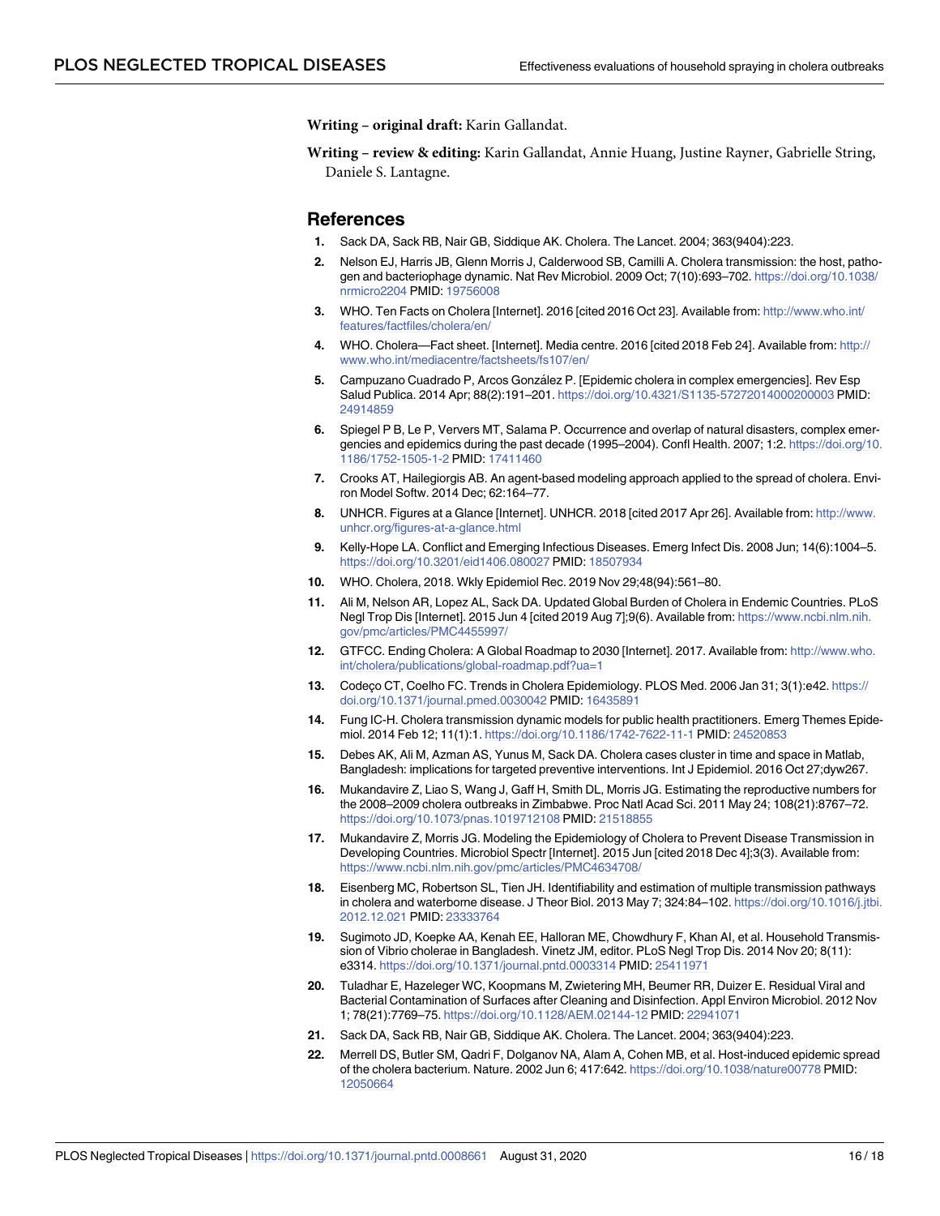**Writing – original draft:** Karin Gallandat.

**Writing – review & editing:** Karin Gallandat, Annie Huang, Justine Rayner, Gabrielle String, Daniele S. Lantagne.

## References

1. Sack DA, Sack RB, Nair GB, Siddique AK. Cholera. The Lancet. 2004; 363(9404):223.
2. Nelson EJ, Harris JB, Glenn Morris J, Calderwood SB, Camilli A. Cholera transmission: the host, pathogen and bacteriophage dynamic. Nat Rev Microbiol. 2009 Oct; 7(10):693–702. https://doi.org/10.1038/nrmicro2204 PMID: 19756008
3. WHO. Ten Facts on Cholera [Internet]. 2016 [cited 2016 Oct 23]. Available from: http://www.who.int/features/factfiles/cholera/en/
4. WHO. Cholera—Fact sheet. [Internet]. Media centre. 2016 [cited 2018 Feb 24]. Available from: http://www.who.int/mediacentre/factsheets/fs107/en/
5. Campuzano Cuadrado P, Arcos González P. [Epidemic cholera in complex emergencies]. Rev Esp Salud Publica. 2014 Apr; 88(2):191–201. https://doi.org/10.4321/S1135-57272014000200003 PMID: 24914859
6. Spiegel P B, Le P, Ververs MT, Salama P. Occurrence and overlap of natural disasters, complex emergencies and epidemics during the past decade (1995–2004). Confl Health. 2007; 1:2. https://doi.org/10.1186/1752-1505-1-2 PMID: 17411460
7. Crooks AT, Hailegiorgis AB. An agent-based modeling approach applied to the spread of cholera. Environ Model Softw. 2014 Dec; 62:164–77.
8. UNHCR. Figures at a Glance [Internet]. UNHCR. 2018 [cited 2017 Apr 26]. Available from: http://www.unhcr.org/figures-at-a-glance.html
9. Kelly-Hope LA. Conflict and Emerging Infectious Diseases. Emerg Infect Dis. 2008 Jun; 14(6):1004–5. https://doi.org/10.3201/eid1406.080027 PMID: 18507934
10. WHO. Cholera, 2018. Wkly Epidemiol Rec. 2019 Nov 29;48(94):561–80.
11. Ali M, Nelson AR, Lopez AL, Sack DA. Updated Global Burden of Cholera in Endemic Countries. PLoS Negl Trop Dis [Internet]. 2015 Jun 4 [cited 2019 Aug 7];9(6). Available from: https://www.ncbi.nlm.nih.gov/pmc/articles/PMC4455997/
12. GTFCC. Ending Cholera: A Global Roadmap to 2030 [Internet]. 2017. Available from: http://www.who.int/cholera/publications/global-roadmap.pdf?ua=1
13. Codeço CT, Coelho FC. Trends in Cholera Epidemiology. PLOS Med. 2006 Jan 31; 3(1):e42. https://doi.org/10.1371/journal.pmed.0030042 PMID: 16435891
14. Fung IC-H. Cholera transmission dynamic models for public health practitioners. Emerg Themes Epidemiol. 2014 Feb 12; 11(1):1. https://doi.org/10.1186/1742-7622-11-1 PMID: 24520853
15. Debes AK, Ali M, Azman AS, Yunus M, Sack DA. Cholera cases cluster in time and space in Matlab, Bangladesh: implications for targeted preventive interventions. Int J Epidemiol. 2016 Oct 27;dyw267.
16. Mukandavire Z, Liao S, Wang J, Gaff H, Smith DL, Morris JG. Estimating the reproductive numbers for the 2008–2009 cholera outbreaks in Zimbabwe. Proc Natl Acad Sci. 2011 May 24; 108(21):8767–72. https://doi.org/10.1073/pnas.1019712108 PMID: 21518855
17. Mukandavire Z, Morris JG. Modeling the Epidemiology of Cholera to Prevent Disease Transmission in Developing Countries. Microbiol Spectr [Internet]. 2015 Jun [cited 2018 Dec 4];3(3). Available from: https://www.ncbi.nlm.nih.gov/pmc/articles/PMC4634708/
18. Eisenberg MC, Robertson SL, Tien JH. Identifiability and estimation of multiple transmission pathways in cholera and waterborne disease. J Theor Biol. 2013 May 7; 324:84–102. https://doi.org/10.1016/j.jtbi.2012.12.021 PMID: 23333764
19. Sugimoto JD, Koepke AA, Kenah EE, Halloran ME, Chowdhury F, Khan AI, et al. Household Transmission of Vibrio cholerae in Bangladesh. Vinetz JM, editor. PLoS Negl Trop Dis. 2014 Nov 20; 8(11):e3314. https://doi.org/10.1371/journal.pntd.0003314 PMID: 25411971
20. Tuladhar E, Hazeleger WC, Koopmans M, Zwietering MH, Beumer RR, Duizer E. Residual Viral and Bacterial Contamination of Surfaces after Cleaning and Disinfection. Appl Environ Microbiol. 2012 Nov 1; 78(21):7769–75. https://doi.org/10.1128/AEM.02144-12 PMID: 22941071
21. Sack DA, Sack RB, Nair GB, Siddique AK. Cholera. The Lancet. 2004; 363(9404):223.
22. Merrell DS, Butler SM, Qadri F, Dolganov NA, Alam A, Cohen MB, et al. Host-induced epidemic spread of the cholera bacterium. Nature. 2002 Jun 6; 417:642. https://doi.org/10.1038/nature00778 PMID: 12050664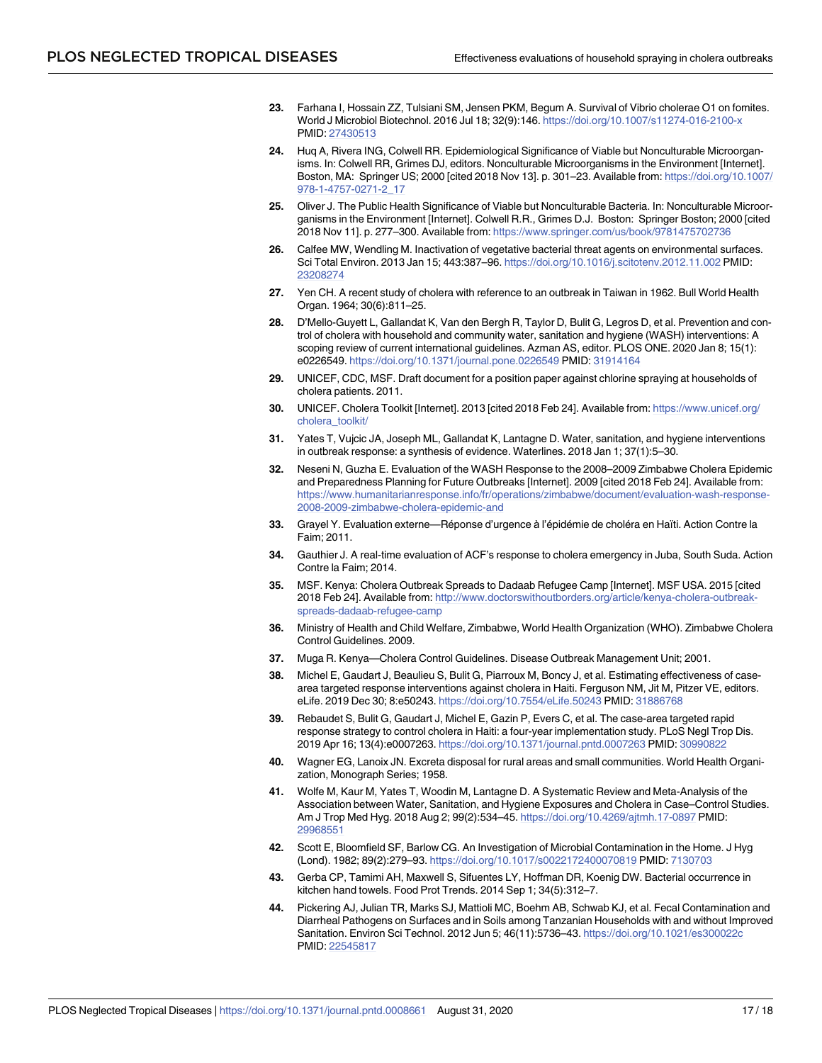23. Farhana I, Hossain ZZ, Tulsiani SM, Jensen PKM, Begum A. Survival of Vibrio cholerae O1 on fomites. World J Microbiol Biotechnol. 2016 Jul 18; 32(9):146. https://doi.org/10.1007/s11274-016-2100-x PMID: 27430513

24. Huq A, Rivera ING, Colwell RR. Epidemiological Significance of Viable but Nonculturable Microorganisms. In: Colwell RR, Grimes DJ, editors. Nonculturable Microorganisms in the Environment [Internet]. Boston, MA: Springer US; 2000 [cited 2018 Nov 13]. p. 301–23. Available from: https://doi.org/10.1007/978-1-4757-0271-2_17

25. Oliver J. The Public Health Significance of Viable but Nonculturable Bacteria. In: Nonculturable Microorganisms in the Environment [Internet]. Colwell R.R., Grimes D.J. Boston: Springer Boston; 2000 [cited 2018 Nov 11]. p. 277–300. Available from: https://www.springer.com/us/book/9781475702736

26. Calfee MW, Wendling M. Inactivation of vegetative bacterial threat agents on environmental surfaces. Sci Total Environ. 2013 Jan 15; 443:387–96. https://doi.org/10.1016/j.scitotenv.2012.11.002 PMID: 23208274

27. Yen CH. A recent study of cholera with reference to an outbreak in Taiwan in 1962. Bull World Health Organ. 1964; 30(6):811–25.

28. D'Mello-Guyett L, Gallandat K, Van den Bergh R, Taylor D, Bulit G, Legros D, et al. Prevention and control of cholera with household and community water, sanitation and hygiene (WASH) interventions: A scoping review of current international guidelines. Azman AS, editor. PLOS ONE. 2020 Jan 8; 15(1): e0226549. https://doi.org/10.1371/journal.pone.0226549 PMID: 31914164

29. UNICEF, CDC, MSF. Draft document for a position paper against chlorine spraying at households of cholera patients. 2011.

30. UNICEF. Cholera Toolkit [Internet]. 2013 [cited 2018 Feb 24]. Available from: https://www.unicef.org/cholera_toolkit/

31. Yates T, Vujcic JA, Joseph ML, Gallandat K, Lantagne D. Water, sanitation, and hygiene interventions in outbreak response: a synthesis of evidence. Waterlines. 2018 Jan 1; 37(1):5–30.

32. Neseni N, Guzha E. Evaluation of the WASH Response to the 2008–2009 Zimbabwe Cholera Epidemic and Preparedness Planning for Future Outbreaks [Internet]. 2009 [cited 2018 Feb 24]. Available from: https://www.humanitarianresponse.info/fr/operations/zimbabwe/document/evaluation-wash-response-2008-2009-zimbabwe-cholera-epidemic-and

33. Grayel Y. Evaluation externe—Réponse d'urgence à l'épidémie de choléra en Haïti. Action Contre la Faim; 2011.

34. Gauthier J. A real-time evaluation of ACF's response to cholera emergency in Juba, South Suda. Action Contre la Faim; 2014.

35. MSF. Kenya: Cholera Outbreak Spreads to Dadaab Refugee Camp [Internet]. MSF USA. 2015 [cited 2018 Feb 24]. Available from: http://www.doctorswithoutborders.org/article/kenya-cholera-outbreak-spreads-dadaab-refugee-camp

36. Ministry of Health and Child Welfare, Zimbabwe, World Health Organization (WHO). Zimbabwe Cholera Control Guidelines. 2009.

37. Muga R. Kenya—Cholera Control Guidelines. Disease Outbreak Management Unit; 2001.

38. Michel E, Gaudart J, Beaulieu S, Bulit G, Piarroux M, Boncy J, et al. Estimating effectiveness of case-area targeted response interventions against cholera in Haiti. Ferguson NM, Jit M, Pitzer VE, editors. eLife. 2019 Dec 30; 8:e50243. https://doi.org/10.7554/eLife.50243 PMID: 31886768

39. Rebaudet S, Bulit G, Gaudart J, Michel E, Gazin P, Evers C, et al. The case-area targeted rapid response strategy to control cholera in Haiti: a four-year implementation study. PLoS Negl Trop Dis. 2019 Apr 16; 13(4):e0007263. https://doi.org/10.1371/journal.pntd.0007263 PMID: 30990822

40. Wagner EG, Lanoix JN. Excreta disposal for rural areas and small communities. World Health Organization, Monograph Series; 1958.

41. Wolfe M, Kaur M, Yates T, Woodin M, Lantagne D. A Systematic Review and Meta-Analysis of the Association between Water, Sanitation, and Hygiene Exposures and Cholera in Case–Control Studies. Am J Trop Med Hyg. 2018 Aug 2; 99(2):534–45. https://doi.org/10.4269/ajtmh.17-0897 PMID: 29968551

42. Scott E, Bloomfield SF, Barlow CG. An Investigation of Microbial Contamination in the Home. J Hyg (Lond). 1982; 89(2):279–93. https://doi.org/10.1017/s0022172400070819 PMID: 7130703

43. Gerba CP, Tamimi AH, Maxwell S, Sifuentes LY, Hoffman DR, Koenig DW. Bacterial occurrence in kitchen hand towels. Food Prot Trends. 2014 Sep 1; 34(5):312–7.

44. Pickering AJ, Julian TR, Marks SJ, Mattioli MC, Boehm AB, Schwab KJ, et al. Fecal Contamination and Diarrheal Pathogens on Surfaces and in Soils among Tanzanian Households with and without Improved Sanitation. Environ Sci Technol. 2012 Jun 5; 46(11):5736–43. https://doi.org/10.1021/es300022c PMID: 22545817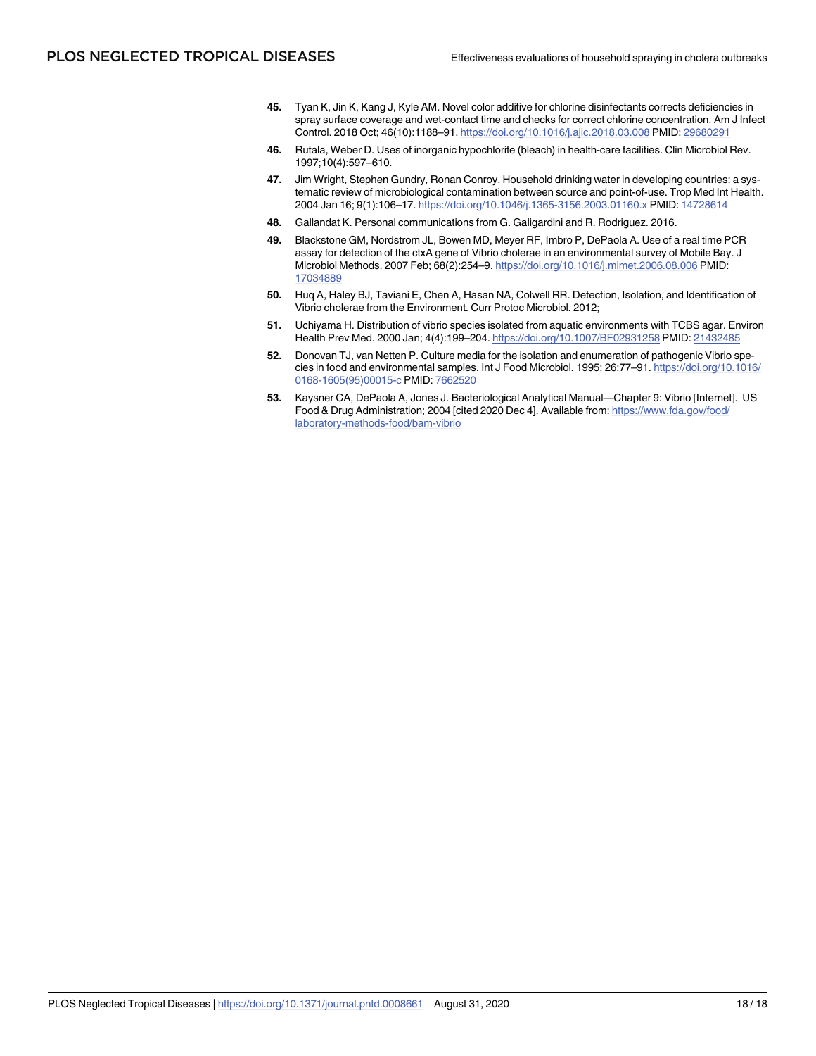45. Tyan K, Jin K, Kang J, Kyle AM. Novel color additive for chlorine disinfectants corrects deficiencies in spray surface coverage and wet-contact time and checks for correct chlorine concentration. Am J Infect Control. 2018 Oct; 46(10):1188–91. https://doi.org/10.1016/j.ajic.2018.03.008 PMID: 29680291

46. Rutala, Weber D. Uses of inorganic hypochlorite (bleach) in health-care facilities. Clin Microbiol Rev. 1997;10(4):597–610.

47. Jim Wright, Stephen Gundry, Ronan Conroy. Household drinking water in developing countries: a systematic review of microbiological contamination between source and point-of-use. Trop Med Int Health. 2004 Jan 16; 9(1):106–17. https://doi.org/10.1046/j.1365-3156.2003.01160.x PMID: 14728614

48. Gallandat K. Personal communications from G. Galigardini and R. Rodriguez. 2016.

49. Blackstone GM, Nordstrom JL, Bowen MD, Meyer RF, Imbro P, DePaola A. Use of a real time PCR assay for detection of the ctxA gene of Vibrio cholerae in an environmental survey of Mobile Bay. J Microbiol Methods. 2007 Feb; 68(2):254–9. https://doi.org/10.1016/j.mimet.2006.08.006 PMID: 17034889

50. Huq A, Haley BJ, Taviani E, Chen A, Hasan NA, Colwell RR. Detection, Isolation, and Identification of Vibrio cholerae from the Environment. Curr Protoc Microbiol. 2012;

51. Uchiyama H. Distribution of vibrio species isolated from aquatic environments with TCBS agar. Environ Health Prev Med. 2000 Jan; 4(4):199–204. https://doi.org/10.1007/BF02931258 PMID: 21432485

52. Donovan TJ, van Netten P. Culture media for the isolation and enumeration of pathogenic Vibrio species in food and environmental samples. Int J Food Microbiol. 1995; 26:77–91. https://doi.org/10.1016/0168-1605(95)00015-c PMID: 7662520

53. Kaysner CA, DePaola A, Jones J. Bacteriological Analytical Manual—Chapter 9: Vibrio [Internet]. US Food & Drug Administration; 2004 [cited 2020 Dec 4]. Available from: https://www.fda.gov/food/laboratory-methods-food/bam-vibrio